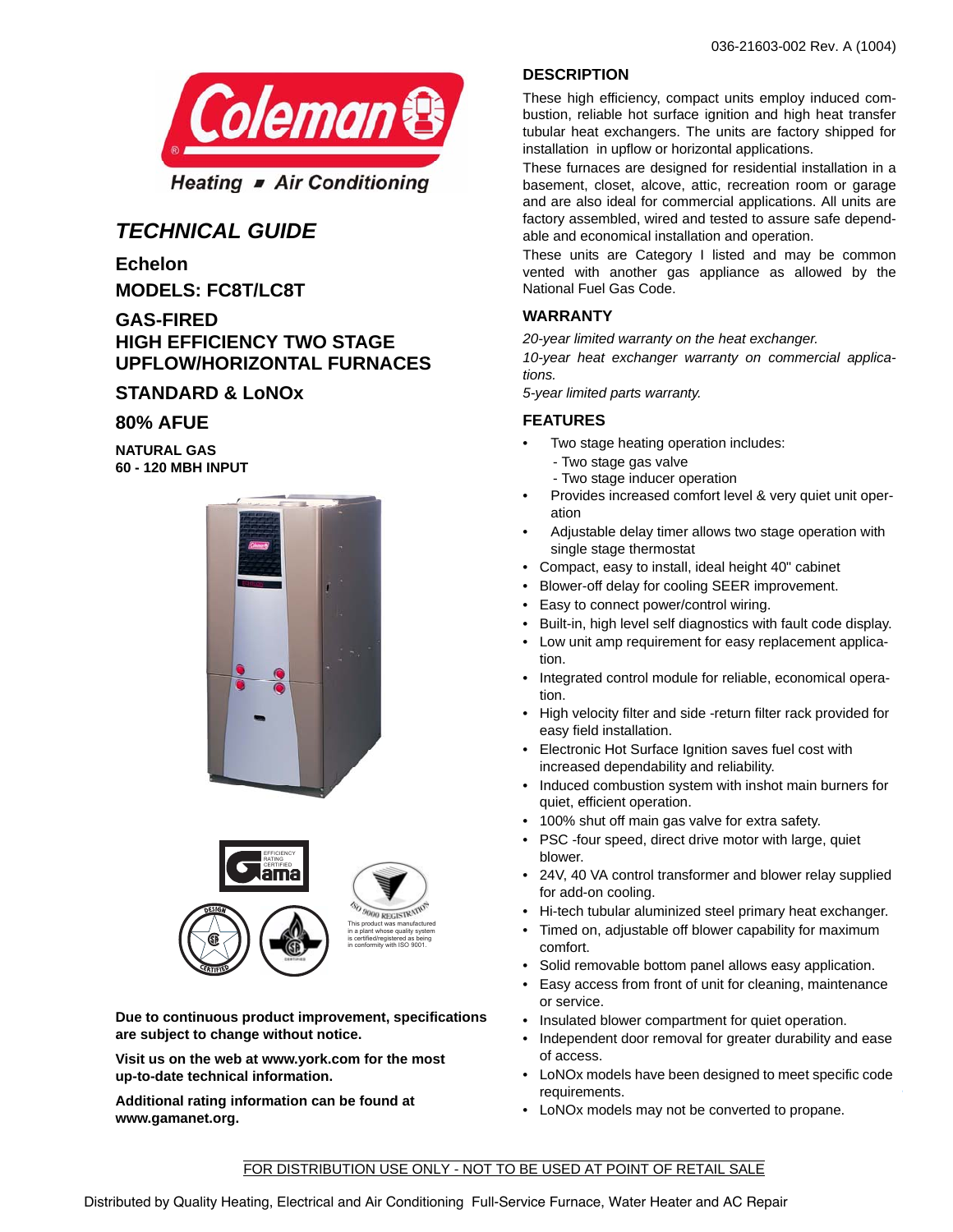036-21603-002 Rev. A (1004)

Coleman

Heating ■ Air Conditioning

# TECHNICAL GUIDE

## Echelon

## MODELS: FC8T/LC8T

## GAS-FIRED HIGH EFFICIENCY TWO STAGE UPFLOW/HORIZONTAL FURNACES

## STANDARD & LoNOx

## 80% AFUE

**NATURAL GAS**
**60 - 120 MBH INPUT**

This product was manufactured in a plant whose quality system is certified/registered as being in conformity with ISO 9001.

**Due to continuous product improvement, specifications are subject to change without notice.**

**Visit us on the web at www.york.com for the most up-to-date technical information.**

**Additional rating information can be found at www.gamanet.org.**

## DESCRIPTION

These high efficiency, compact units employ induced combustion, reliable hot surface ignition and high heat transfer tubular heat exchangers. The units are factory shipped for installation in upflow or horizontal applications.

These furnaces are designed for residential installation in a basement, closet, alcove, attic, recreation room or garage and are also ideal for commercial applications. All units are factory assembled, wired and tested to assure safe dependable and economical installation and operation.

These units are Category I listed and may be common vented with another gas appliance as allowed by the National Fuel Gas Code.

## WARRANTY

*20-year limited warranty on the heat exchanger.*

*10-year heat exchanger warranty on commercial applications.*

*5-year limited parts warranty.*

## FEATURES

- Two stage heating operation includes:
  - Two stage gas valve
  - Two stage inducer operation
- Provides increased comfort level & very quiet unit operation
- Adjustable delay timer allows two stage operation with single stage thermostat
- Compact, easy to install, ideal height 40" cabinet
- Blower-off delay for cooling SEER improvement.
- Easy to connect power/control wiring.
- Built-in, high level self diagnostics with fault code display.
- Low unit amp requirement for easy replacement application.
- Integrated control module for reliable, economical operation.
- High velocity filter and side -return filter rack provided for easy field installation.
- Electronic Hot Surface Ignition saves fuel cost with increased dependability and reliability.
- Induced combustion system with inshot main burners for quiet, efficient operation.
- 100% shut off main gas valve for extra safety.
- PSC -four speed, direct drive motor with large, quiet blower.
- 24V, 40 VA control transformer and blower relay supplied for add-on cooling.
- Hi-tech tubular aluminized steel primary heat exchanger.
- Timed on, adjustable off blower capability for maximum comfort.
- Solid removable bottom panel allows easy application.
- Easy access from front of unit for cleaning, maintenance or service.
- Insulated blower compartment for quiet operation.
- Independent door removal for greater durability and ease of access.
- LoNOx models have been designed to meet specific code requirements.
- LoNOx models may not be converted to propane.

FOR DISTRIBUTION USE ONLY - NOT TO BE USED AT POINT OF RETAIL SALE

Distributed by Quality Heating, Electrical and Air Conditioning Full-Service Furnace, Water Heater and AC Repair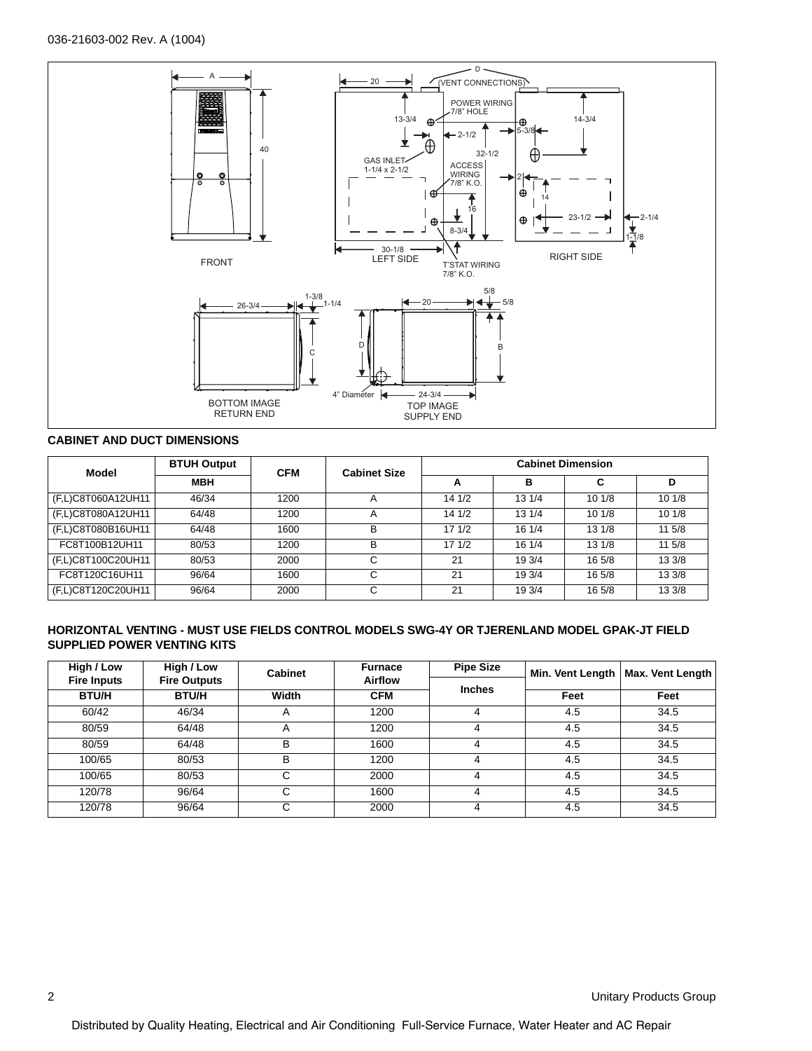FRONT

LEFT SIDE

RIGHT SIDE

BOTTOM IMAGE RETURN END

TOP IMAGE SUPPLY END

**CABINET AND DUCT DIMENSIONS**

| Model | BTUH Output | CFM | Cabinet Size | Cabinet Dimension | | | |
|---|---|---|---|---|---|---|---|
| | MBH | | | A | B | C | D |
| (F,L)C8T060A12UH11 | 46/34 | 1200 | A | 14 1/2 | 13 1/4 | 10 1/8 | 10 1/8 |
| (F,L)C8T080A12UH11 | 64/48 | 1200 | A | 14 1/2 | 13 1/4 | 10 1/8 | 10 1/8 |
| (F,L)C8T080B16UH11 | 64/48 | 1600 | B | 17 1/2 | 16 1/4 | 13 1/8 | 11 5/8 |
| FC8T100B12UH11 | 80/53 | 1200 | B | 17 1/2 | 16 1/4 | 13 1/8 | 11 5/8 |
| (F,L)C8T100C20UH11 | 80/53 | 2000 | C | 21 | 19 3/4 | 16 5/8 | 13 3/8 |
| FC8T120C16UH11 | 96/64 | 1600 | C | 21 | 19 3/4 | 16 5/8 | 13 3/8 |
| (F,L)C8T120C20UH11 | 96/64 | 2000 | C | 21 | 19 3/4 | 16 5/8 | 13 3/8 |

**HORIZONTAL VENTING - MUST USE FIELDS CONTROL MODELS SWG-4Y OR TJERENLAND MODEL GPAK-JT FIELD SUPPLIED POWER VENTING KITS**

| High / Low Fire Inputs | High / Low Fire Outputs | Cabinet | Furnace Airflow | Pipe Size | Min. Vent Length | Max. Vent Length |
|---|---|---|---|---|---|---|
| BTU/H | BTU/H | Width | CFM | Inches | Feet | Feet |
| 60/42 | 46/34 | A | 1200 | 4 | 4.5 | 34.5 |
| 80/59 | 64/48 | A | 1200 | 4 | 4.5 | 34.5 |
| 80/59 | 64/48 | B | 1600 | 4 | 4.5 | 34.5 |
| 100/65 | 80/53 | B | 1200 | 4 | 4.5 | 34.5 |
| 100/65 | 80/53 | C | 2000 | 4 | 4.5 | 34.5 |
| 120/78 | 96/64 | C | 1600 | 4 | 4.5 | 34.5 |
| 120/78 | 96/64 | C | 2000 | 4 | 4.5 | 34.5 |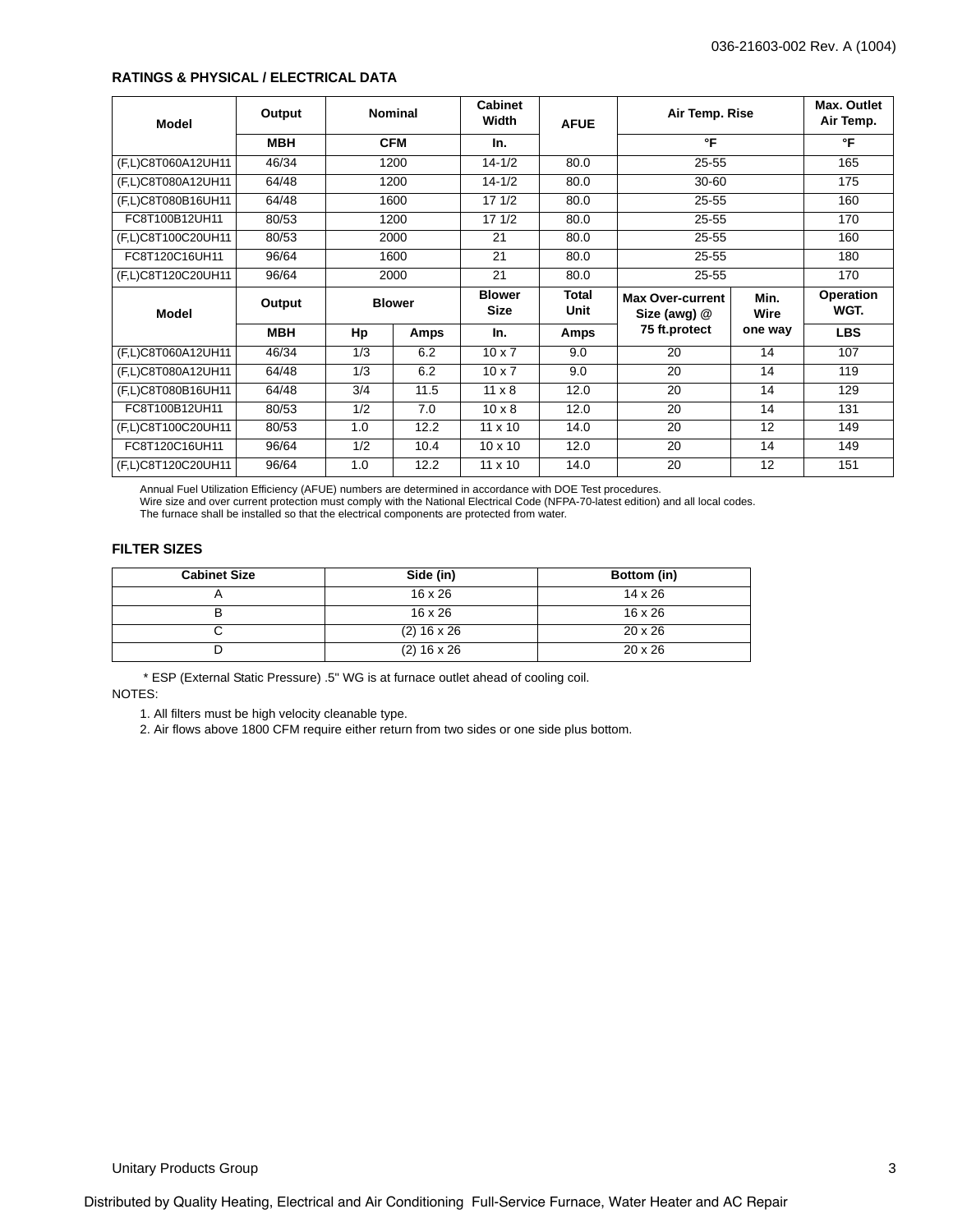## RATINGS & PHYSICAL / ELECTRICAL DATA

| Model | Output | Nominal | | Cabinet Width | AFUE | Air Temp. Rise | | Max. Outlet Air Temp. |
|---|---|---|---|---|---|---|---|---|
| | MBH | CFM | | In. | | °F | | °F |
| (F,L)C8T060A12UH11 | 46/34 | 1200 | | 14-1/2 | 80.0 | 25-55 | | 165 |
| (F,L)C8T080A12UH11 | 64/48 | 1200 | | 14-1/2 | 80.0 | 30-60 | | 175 |
| (F,L)C8T080B16UH11 | 64/48 | 1600 | | 17 1/2 | 80.0 | 25-55 | | 160 |
| FC8T100B12UH11 | 80/53 | 1200 | | 17 1/2 | 80.0 | 25-55 | | 170 |
| (F,L)C8T100C20UH11 | 80/53 | 2000 | | 21 | 80.0 | 25-55 | | 160 |
| FC8T120C16UH11 | 96/64 | 1600 | | 21 | 80.0 | 25-55 | | 180 |
| (F,L)C8T120C20UH11 | 96/64 | 2000 | | 21 | 80.0 | 25-55 | | 170 |
| **Model** | **Output** | **Blower** | | **Blower Size** | **Total Unit** | **Max Over-current Size (awg) @ 75 ft.protect** | **Min. Wire one way** | **Operation WGT.** |
| | **MBH** | **Hp** | **Amps** | **In.** | **Amps** | | | **LBS** |
| (F,L)C8T060A12UH11 | 46/34 | 1/3 | 6.2 | 10 x 7 | 9.0 | 20 | 14 | 107 |
| (F,L)C8T080A12UH11 | 64/48 | 1/3 | 6.2 | 10 x 7 | 9.0 | 20 | 14 | 119 |
| (F,L)C8T080B16UH11 | 64/48 | 3/4 | 11.5 | 11 x 8 | 12.0 | 20 | 14 | 129 |
| FC8T100B12UH11 | 80/53 | 1/2 | 7.0 | 10 x 8 | 12.0 | 20 | 14 | 131 |
| (F,L)C8T100C20UH11 | 80/53 | 1.0 | 12.2 | 11 x 10 | 14.0 | 20 | 12 | 149 |
| FC8T120C16UH11 | 96/64 | 1/2 | 10.4 | 10 x 10 | 12.0 | 20 | 14 | 149 |
| (F,L)C8T120C20UH11 | 96/64 | 1.0 | 12.2 | 11 x 10 | 14.0 | 20 | 12 | 151 |

Annual Fuel Utilization Efficiency (AFUE) numbers are determined in accordance with DOE Test procedures.
Wire size and over current protection must comply with the National Electrical Code (NFPA-70-latest edition) and all local codes.
The furnace shall be installed so that the electrical components are protected from water.

## FILTER SIZES

| Cabinet Size | Side (in) | Bottom (in) |
|---|---|---|
| A | 16 x 26 | 14 x 26 |
| B | 16 x 26 | 16 x 26 |
| C | (2) 16 x 26 | 20 x 26 |
| D | (2) 16 x 26 | 20 x 26 |

* ESP (External Static Pressure) .5" WG is at furnace outlet ahead of cooling coil.

NOTES:

1. All filters must be high velocity cleanable type.
2. Air flows above 1800 CFM require either return from two sides or one side plus bottom.

Distributed by Quality Heating, Electrical and Air Conditioning Full-Service Furnace, Water Heater and AC Repair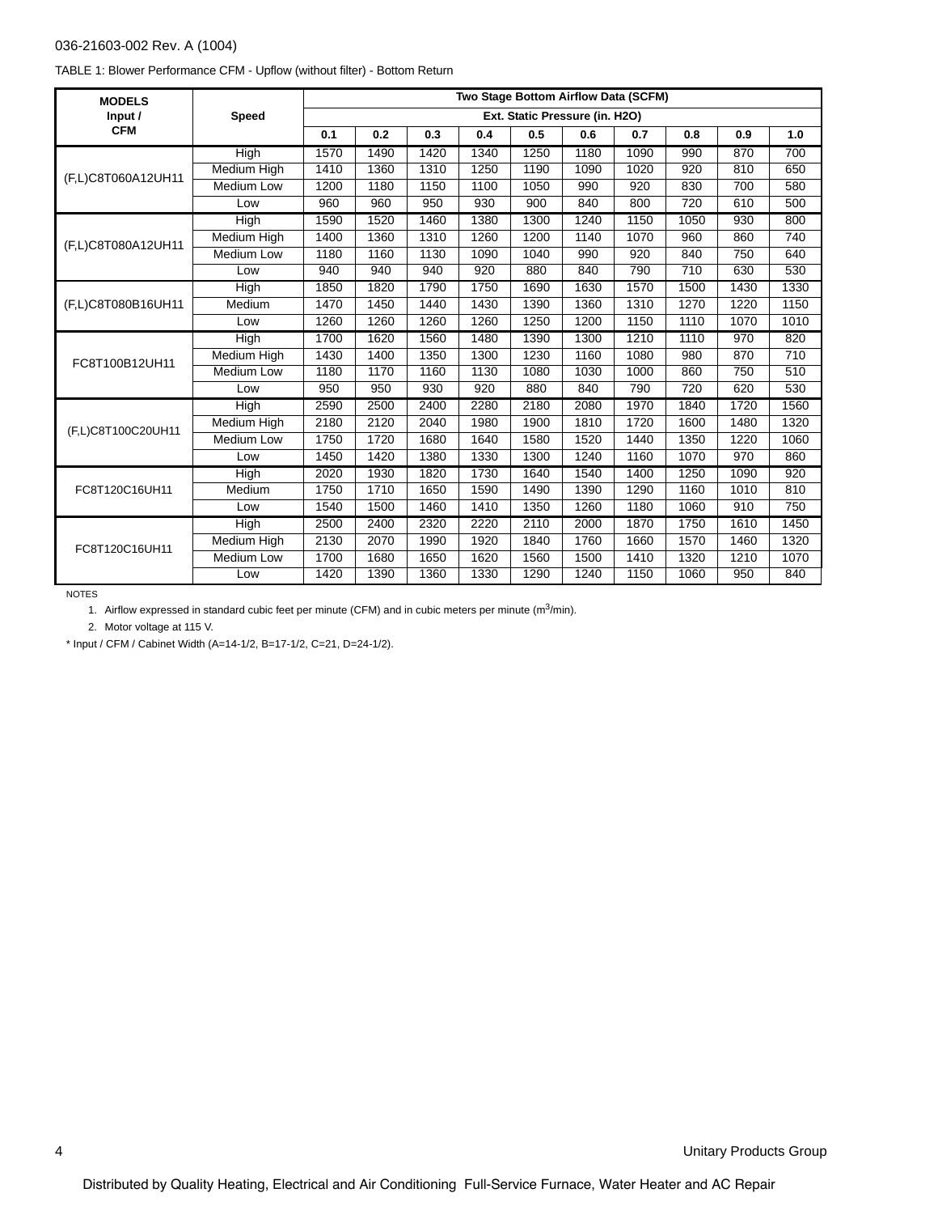036-21603-002 Rev. A (1004)

TABLE 1: Blower Performance CFM - Upflow (without filter) - Bottom Return

| MODELS Input / CFM | Speed | Two Stage Bottom Airflow Data (SCFM) | | | | | | | | | |
|---|---|---|---|---|---|---|---|---|---|---|---|
| | | Ext. Static Pressure (in. H2O) | | | | | | | | | |
| | | 0.1 | 0.2 | 0.3 | 0.4 | 0.5 | 0.6 | 0.7 | 0.8 | 0.9 | 1.0 |
| (F,L)C8T060A12UH11 | High | 1570 | 1490 | 1420 | 1340 | 1250 | 1180 | 1090 | 990 | 870 | 700 |
| | Medium High | 1410 | 1360 | 1310 | 1250 | 1190 | 1090 | 1020 | 920 | 810 | 650 |
| | Medium Low | 1200 | 1180 | 1150 | 1100 | 1050 | 990 | 920 | 830 | 700 | 580 |
| | Low | 960 | 960 | 950 | 930 | 900 | 840 | 800 | 720 | 610 | 500 |
| (F,L)C8T080A12UH11 | High | 1590 | 1520 | 1460 | 1380 | 1300 | 1240 | 1150 | 1050 | 930 | 800 |
| | Medium High | 1400 | 1360 | 1310 | 1260 | 1200 | 1140 | 1070 | 960 | 860 | 740 |
| | Medium Low | 1180 | 1160 | 1130 | 1090 | 1040 | 990 | 920 | 840 | 750 | 640 |
| | Low | 940 | 940 | 940 | 920 | 880 | 840 | 790 | 710 | 630 | 530 |
| (F,L)C8T080B16UH11 | High | 1850 | 1820 | 1790 | 1750 | 1690 | 1630 | 1570 | 1500 | 1430 | 1330 |
| | Medium | 1470 | 1450 | 1440 | 1430 | 1390 | 1360 | 1310 | 1270 | 1220 | 1150 |
| | Low | 1260 | 1260 | 1260 | 1260 | 1250 | 1200 | 1150 | 1110 | 1070 | 1010 |
| FC8T100B12UH11 | High | 1700 | 1620 | 1560 | 1480 | 1390 | 1300 | 1210 | 1110 | 970 | 820 |
| | Medium High | 1430 | 1400 | 1350 | 1300 | 1230 | 1160 | 1080 | 980 | 870 | 710 |
| | Medium Low | 1180 | 1170 | 1160 | 1130 | 1080 | 1030 | 1000 | 860 | 750 | 510 |
| | Low | 950 | 950 | 930 | 920 | 880 | 840 | 790 | 720 | 620 | 530 |
| (F,L)C8T100C20UH11 | High | 2590 | 2500 | 2400 | 2280 | 2180 | 2080 | 1970 | 1840 | 1720 | 1560 |
| | Medium High | 2180 | 2120 | 2040 | 1980 | 1900 | 1810 | 1720 | 1600 | 1480 | 1320 |
| | Medium Low | 1750 | 1720 | 1680 | 1640 | 1580 | 1520 | 1440 | 1350 | 1220 | 1060 |
| | Low | 1450 | 1420 | 1380 | 1330 | 1300 | 1240 | 1160 | 1070 | 970 | 860 |
| FC8T120C16UH11 | High | 2020 | 1930 | 1820 | 1730 | 1640 | 1540 | 1400 | 1250 | 1090 | 920 |
| | Medium | 1750 | 1710 | 1650 | 1590 | 1490 | 1390 | 1290 | 1160 | 1010 | 810 |
| | Low | 1540 | 1500 | 1460 | 1410 | 1350 | 1260 | 1180 | 1060 | 910 | 750 |
| FC8T120C16UH11 | High | 2500 | 2400 | 2320 | 2220 | 2110 | 2000 | 1870 | 1750 | 1610 | 1450 |
| | Medium High | 2130 | 2070 | 1990 | 1920 | 1840 | 1760 | 1660 | 1570 | 1460 | 1320 |
| | Medium Low | 1700 | 1680 | 1650 | 1620 | 1560 | 1500 | 1410 | 1320 | 1210 | 1070 |
| | Low | 1420 | 1390 | 1360 | 1330 | 1290 | 1240 | 1150 | 1060 | 950 | 840 |

NOTES

1. Airflow expressed in standard cubic feet per minute (CFM) and in cubic meters per minute ($m^3$/min).
2. Motor voltage at 115 V.

\* Input / CFM / Cabinet Width (A=14-1/2, B=17-1/2, C=21, D=24-1/2).

Unitary Products Group

Distributed by Quality Heating, Electrical and Air Conditioning Full-Service Furnace, Water Heater and AC Repair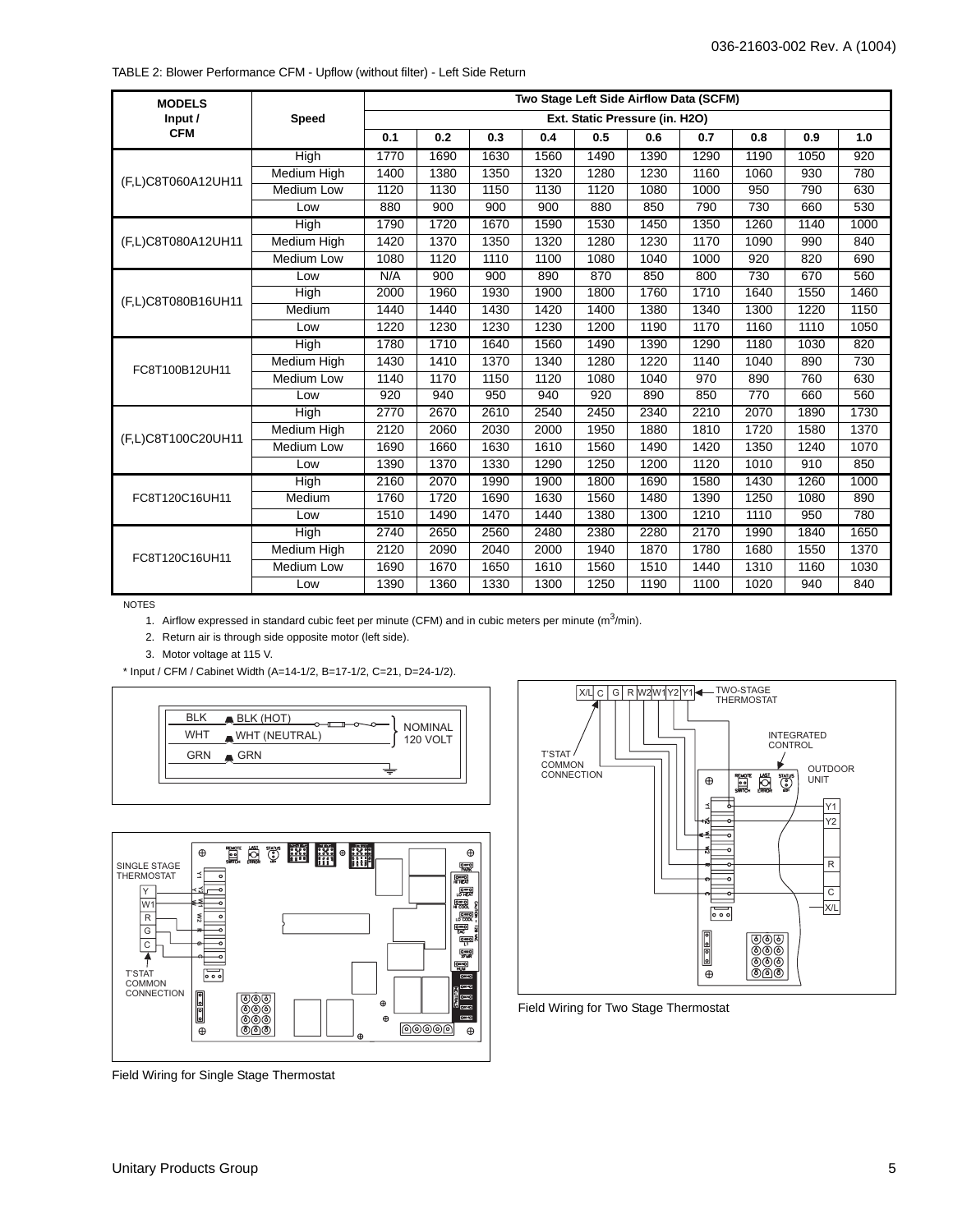TABLE 2: Blower Performance CFM - Upflow (without filter) - Left Side Return

| MODELS Input / CFM | Speed | Two Stage Left Side Airflow Data (SCFM) | | | | | | | | | |
|---|---|---|---|---|---|---|---|---|---|---|---|
| | | Ext. Static Pressure (in. H2O) | | | | | | | | | |
| | | 0.1 | 0.2 | 0.3 | 0.4 | 0.5 | 0.6 | 0.7 | 0.8 | 0.9 | 1.0 |
| (F,L)C8T060A12UH11 | High | 1770 | 1690 | 1630 | 1560 | 1490 | 1390 | 1290 | 1190 | 1050 | 920 |
| | Medium High | 1400 | 1380 | 1350 | 1320 | 1280 | 1230 | 1160 | 1060 | 930 | 780 |
| | Medium Low | 1120 | 1130 | 1150 | 1130 | 1120 | 1080 | 1000 | 950 | 790 | 630 |
| | Low | 880 | 900 | 900 | 900 | 880 | 850 | 790 | 730 | 660 | 530 |
| (F,L)C8T080A12UH11 | High | 1790 | 1720 | 1670 | 1590 | 1530 | 1450 | 1350 | 1260 | 1140 | 1000 |
| | Medium High | 1420 | 1370 | 1350 | 1320 | 1280 | 1230 | 1170 | 1090 | 990 | 840 |
| | Medium Low | 1080 | 1120 | 1110 | 1100 | 1080 | 1040 | 1000 | 920 | 820 | 690 |
| | Low | N/A | 900 | 900 | 890 | 870 | 850 | 800 | 730 | 670 | 560 |
| (F,L)C8T080B16UH11 | High | 2000 | 1960 | 1930 | 1900 | 1800 | 1760 | 1710 | 1640 | 1550 | 1460 |
| | Medium | 1440 | 1440 | 1430 | 1420 | 1400 | 1380 | 1340 | 1300 | 1220 | 1150 |
| | Low | 1220 | 1230 | 1230 | 1230 | 1200 | 1190 | 1170 | 1160 | 1110 | 1050 |
| FC8T100B12UH11 | High | 1780 | 1710 | 1640 | 1560 | 1490 | 1390 | 1290 | 1180 | 1030 | 820 |
| | Medium High | 1430 | 1410 | 1370 | 1340 | 1280 | 1220 | 1140 | 1040 | 890 | 730 |
| | Medium Low | 1140 | 1170 | 1150 | 1120 | 1080 | 1040 | 970 | 890 | 760 | 630 |
| | Low | 920 | 940 | 950 | 940 | 920 | 890 | 850 | 770 | 660 | 560 |
| (F,L)C8T100C20UH11 | High | 2770 | 2670 | 2610 | 2540 | 2450 | 2340 | 2210 | 2070 | 1890 | 1730 |
| | Medium High | 2120 | 2060 | 2030 | 2000 | 1950 | 1880 | 1810 | 1720 | 1580 | 1370 |
| | Medium Low | 1690 | 1660 | 1630 | 1610 | 1560 | 1490 | 1420 | 1350 | 1240 | 1070 |
| | Low | 1390 | 1370 | 1330 | 1290 | 1250 | 1200 | 1120 | 1010 | 910 | 850 |
| FC8T120C16UH11 | High | 2160 | 2070 | 1990 | 1900 | 1800 | 1690 | 1580 | 1430 | 1260 | 1000 |
| | Medium | 1760 | 1720 | 1690 | 1630 | 1560 | 1480 | 1390 | 1250 | 1080 | 890 |
| | Low | 1510 | 1490 | 1470 | 1440 | 1380 | 1300 | 1210 | 1110 | 950 | 780 |
| FC8T120C16UH11 | High | 2740 | 2650 | 2560 | 2480 | 2380 | 2280 | 2170 | 1990 | 1840 | 1650 |
| | Medium High | 2120 | 2090 | 2040 | 2000 | 1940 | 1870 | 1780 | 1680 | 1550 | 1370 |
| | Medium Low | 1690 | 1670 | 1650 | 1610 | 1560 | 1510 | 1440 | 1310 | 1160 | 1030 |
| | Low | 1390 | 1360 | 1330 | 1300 | 1250 | 1190 | 1100 | 1020 | 940 | 840 |

NOTES

1. Airflow expressed in standard cubic feet per minute (CFM) and in cubic meters per minute ($m^3$/min).
2. Return air is through side opposite motor (left side).
3. Motor voltage at 115 V.

\* Input / CFM / Cabinet Width (A=14-1/2, B=17-1/2, C=21, D=24-1/2).

BLK — BLK (HOT)
WHT — WHT (NEUTRAL)
GRN — GRN
NOMINAL 120 VOLT

SINGLE STAGE THERMOSTAT: Y, W1, R, G, C
T'STAT COMMON CONNECTION

Field Wiring for Single Stage Thermostat

TWO-STAGE THERMOSTAT: X/L, C, G, R, W2, W1, Y2, Y1
T'STAT COMMON CONNECTION
INTEGRATED CONTROL
OUTDOOR UNIT: Y1, Y2, R, C, X/L

Field Wiring for Two Stage Thermostat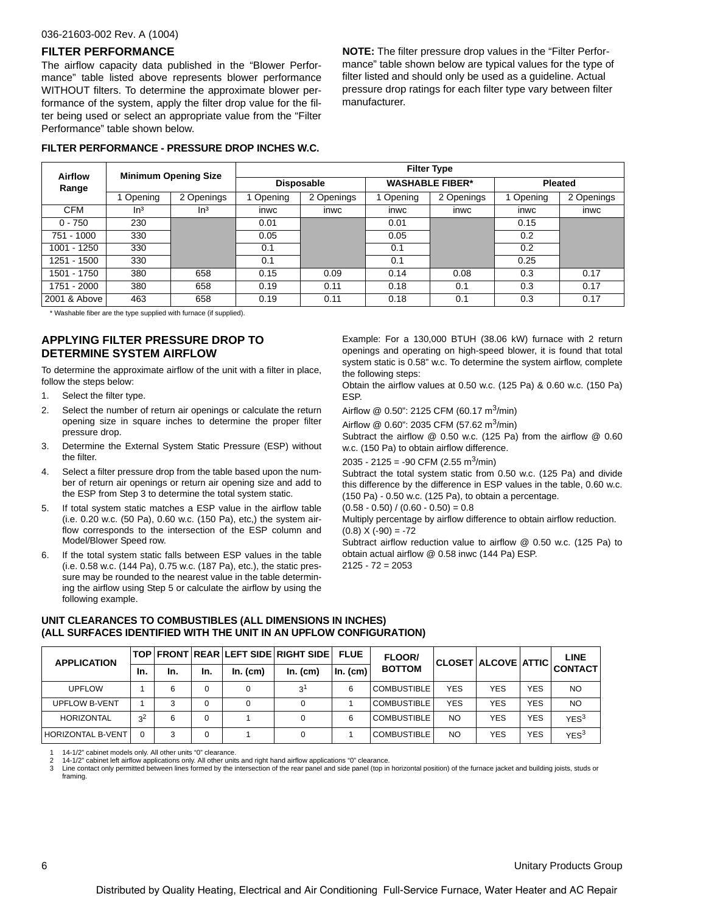## FILTER PERFORMANCE

The airflow capacity data published in the "Blower Performance" table listed above represents blower performance WITHOUT filters. To determine the approximate blower performance of the system, apply the filter drop value for the filter being used or select an appropriate value from the "Filter Performance" table shown below.

**NOTE:** The filter pressure drop values in the "Filter Performance" table shown below are typical values for the type of filter listed and should only be used as a guideline. Actual pressure drop ratings for each filter type vary between filter manufacturer.

**FILTER PERFORMANCE - PRESSURE DROP INCHES W.C.**

| Airflow Range | Minimum Opening Size | | Filter Type | | | | | |
|---|---|---|---|---|---|---|---|---|
| | | | Disposable | | WASHABLE FIBER* | | Pleated | |
| | 1 Opening | 2 Openings | 1 Opening | 2 Openings | 1 Opening | 2 Openings | 1 Opening | 2 Openings |
| CFM | In³ | In³ | inwc | inwc | inwc | inwc | inwc | inwc |
| 0 - 750 | 230 | | 0.01 | | 0.01 | | 0.15 | |
| 751 - 1000 | 330 | | 0.05 | | 0.05 | | 0.2 | |
| 1001 - 1250 | 330 | | 0.1 | | 0.1 | | 0.2 | |
| 1251 - 1500 | 330 | | 0.1 | | 0.1 | | 0.25 | |
| 1501 - 1750 | 380 | 658 | 0.15 | 0.09 | 0.14 | 0.08 | 0.3 | 0.17 |
| 1751 - 2000 | 380 | 658 | 0.19 | 0.11 | 0.18 | 0.1 | 0.3 | 0.17 |
| 2001 & Above | 463 | 658 | 0.19 | 0.11 | 0.18 | 0.1 | 0.3 | 0.17 |

\* Washable fiber are the type supplied with furnace (if supplied).

## APPLYING FILTER PRESSURE DROP TO DETERMINE SYSTEM AIRFLOW

To determine the approximate airflow of the unit with a filter in place, follow the steps below:

1. Select the filter type.
2. Select the number of return air openings or calculate the return opening size in square inches to determine the proper filter pressure drop.
3. Determine the External System Static Pressure (ESP) without the filter.
4. Select a filter pressure drop from the table based upon the number of return air openings or return air opening size and add to the ESP from Step 3 to determine the total system static.
5. If total system static matches a ESP value in the airflow table (i.e. 0.20 w.c. (50 Pa), 0.60 w.c. (150 Pa), etc,) the system airflow corresponds to the intersection of the ESP column and Model/Blower Speed row.
6. If the total system static falls between ESP values in the table (i.e. 0.58 w.c. (144 Pa), 0.75 w.c. (187 Pa), etc.), the static pressure may be rounded to the nearest value in the table determining the airflow using Step 5 or calculate the airflow by using the following example.

Example: For a 130,000 BTUH (38.06 kW) furnace with 2 return openings and operating on high-speed blower, it is found that total system static is 0.58" w.c. To determine the system airflow, complete the following steps:

Obtain the airflow values at 0.50 w.c. (125 Pa) & 0.60 w.c. (150 Pa) ESP.

Airflow @ 0.50": 2125 CFM (60.17 $m^3$/min)

Airflow @ 0.60": 2035 CFM (57.62 $m^3$/min)

Subtract the airflow @ 0.50 w.c. (125 Pa) from the airflow @ 0.60 w.c. (150 Pa) to obtain airflow difference.

2035 - 2125 = -90 CFM (2.55 $m^3$/min)

Subtract the total system static from 0.50 w.c. (125 Pa) and divide this difference by the difference in ESP values in the table, 0.60 w.c. (150 Pa) - 0.50 w.c. (125 Pa), to obtain a percentage.

(0.58 - 0.50) / (0.60 - 0.50) = 0.8

Multiply percentage by airflow difference to obtain airflow reduction.

(0.8) X (-90) = -72

Subtract airflow reduction value to airflow @ 0.50 w.c. (125 Pa) to obtain actual airflow @ 0.58 inwc (144 Pa) ESP.

2125 - 72 = 2053

**UNIT CLEARANCES TO COMBUSTIBLES (ALL DIMENSIONS IN INCHES)**
**(ALL SURFACES IDENTIFIED WITH THE UNIT IN AN UPFLOW CONFIGURATION)**

| APPLICATION | TOP | FRONT | REAR | LEFT SIDE | RIGHT SIDE | FLUE | FLOOR/ BOTTOM | CLOSET | ALCOVE | ATTIC | LINE CONTACT |
|---|---|---|---|---|---|---|---|---|---|---|---|
| | In. | In. | In. | In. (cm) | In. (cm) | In. (cm) | | | | | |
| UPFLOW | 1 | 6 | 0 | 0 | 3[1] | 6 | COMBUSTIBLE | YES | YES | YES | NO |
| UPFLOW B-VENT | 1 | 3 | 0 | 0 | 0 | 1 | COMBUSTIBLE | YES | YES | YES | NO |
| HORIZONTAL | 3[2] | 6 | 0 | 1 | 0 | 6 | COMBUSTIBLE | NO | YES | YES | YES[3] |
| HORIZONTAL B-VENT | 0 | 3 | 0 | 1 | 0 | 1 | COMBUSTIBLE | NO | YES | YES | YES[3] |

1 14-1/2" cabinet models only. All other units "0" clearance.
2 14-1/2" cabinet left airflow applications only. All other units and right hand airflow applications "0" clearance.
3 Line contact only permitted between lines formed by the intersection of the rear panel and side panel (top in horizontal position) of the furnace jacket and building joists, studs or framing.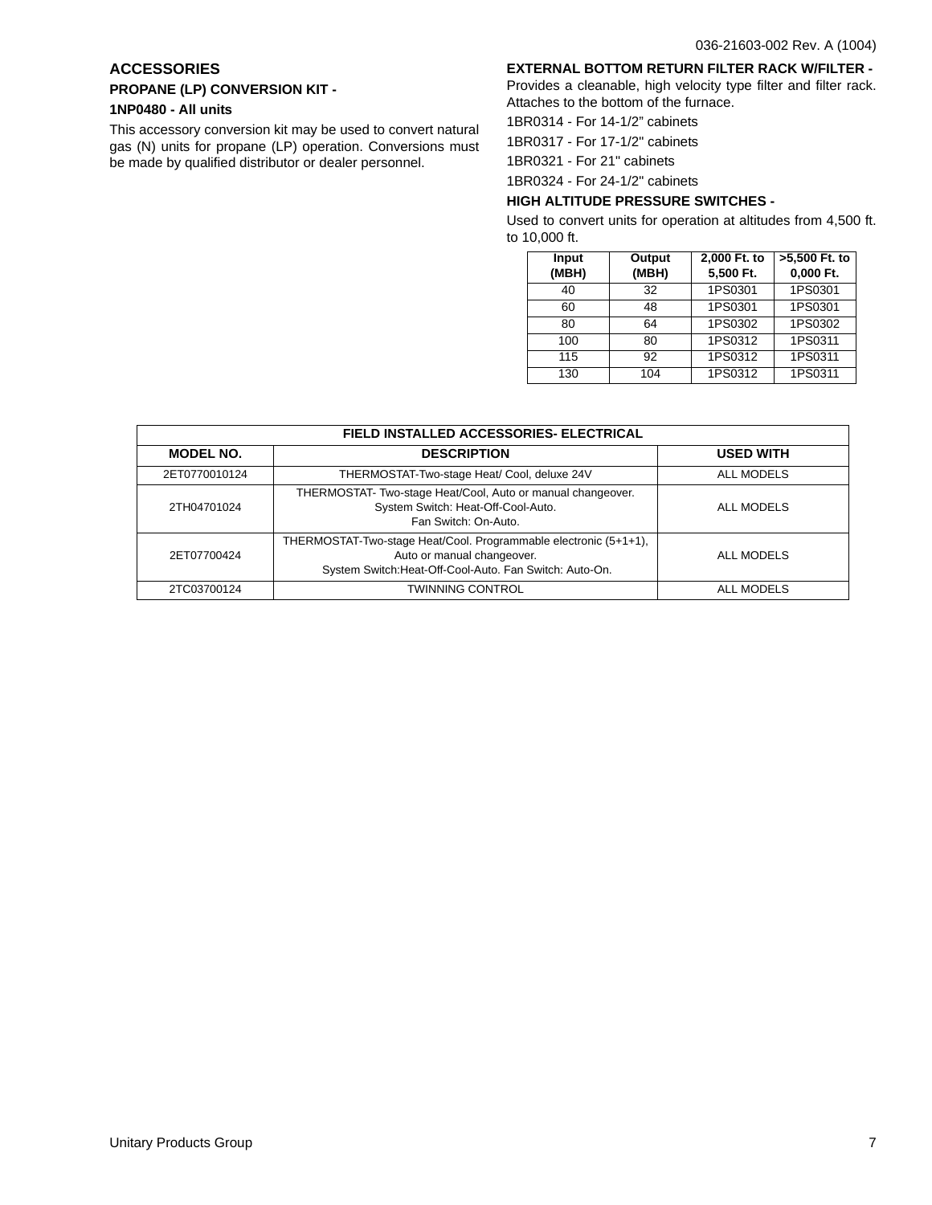## ACCESSORIES

### PROPANE (LP) CONVERSION KIT -

**1NP0480 - All units**

This accessory conversion kit may be used to convert natural gas (N) units for propane (LP) operation. Conversions must be made by qualified distributor or dealer personnel.

### EXTERNAL BOTTOM RETURN FILTER RACK W/FILTER -

Provides a cleanable, high velocity type filter and filter rack. Attaches to the bottom of the furnace.

1BR0314 - For 14-1/2" cabinets

1BR0317 - For 17-1/2" cabinets

1BR0321 - For 21" cabinets

1BR0324 - For 24-1/2" cabinets

### HIGH ALTITUDE PRESSURE SWITCHES -

Used to convert units for operation at altitudes from 4,500 ft. to 10,000 ft.

| Input (MBH) | Output (MBH) | 2,000 Ft. to 5,500 Ft. | >5,500 Ft. to 0,000 Ft. |
|---|---|---|---|
| 40 | 32 | 1PS0301 | 1PS0301 |
| 60 | 48 | 1PS0301 | 1PS0301 |
| 80 | 64 | 1PS0302 | 1PS0302 |
| 100 | 80 | 1PS0312 | 1PS0311 |
| 115 | 92 | 1PS0312 | 1PS0311 |
| 130 | 104 | 1PS0312 | 1PS0311 |

| FIELD INSTALLED ACCESSORIES- ELECTRICAL | | |
|---|---|---|
| **MODEL NO.** | **DESCRIPTION** | **USED WITH** |
| 2ET0770010124 | THERMOSTAT-Two-stage Heat/ Cool, deluxe 24V | ALL MODELS |
| 2TH04701024 | THERMOSTAT- Two-stage Heat/Cool, Auto or manual changeover. System Switch: Heat-Off-Cool-Auto. Fan Switch: On-Auto. | ALL MODELS |
| 2ET07700424 | THERMOSTAT-Two-stage Heat/Cool. Programmable electronic (5+1+1), Auto or manual changeover. System Switch:Heat-Off-Cool-Auto. Fan Switch: Auto-On. | ALL MODELS |
| 2TC03700124 | TWINNING CONTROL | ALL MODELS |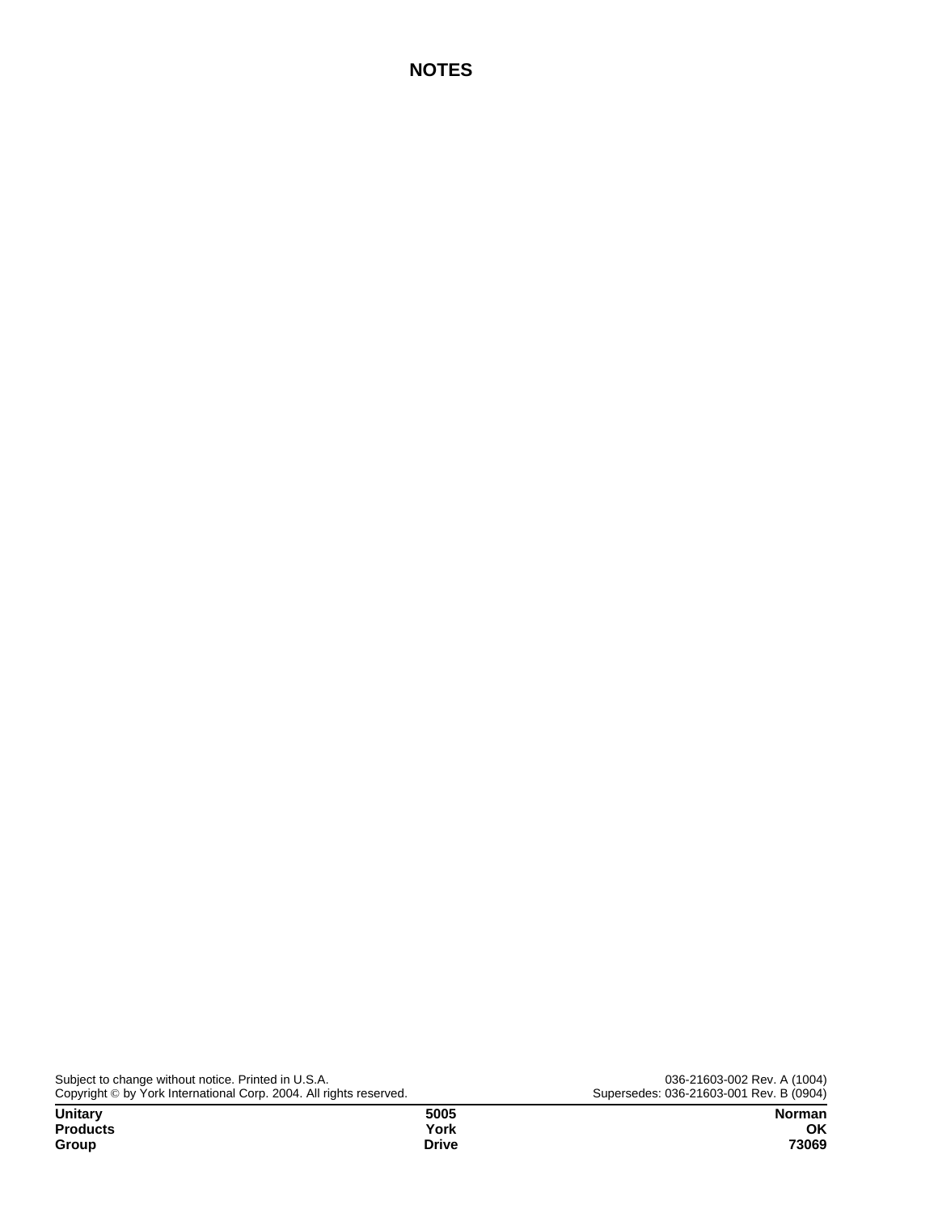# NOTES

Subject to change without notice. Printed in U.S.A.
Copyright © by York International Corp. 2004. All rights reserved.

036-21603-002 Rev. A (1004)
Supersedes: 036-21603-001 Rev. B (0904)

**Unitary Products Group** **5005 York Drive** **Norman OK 73069**